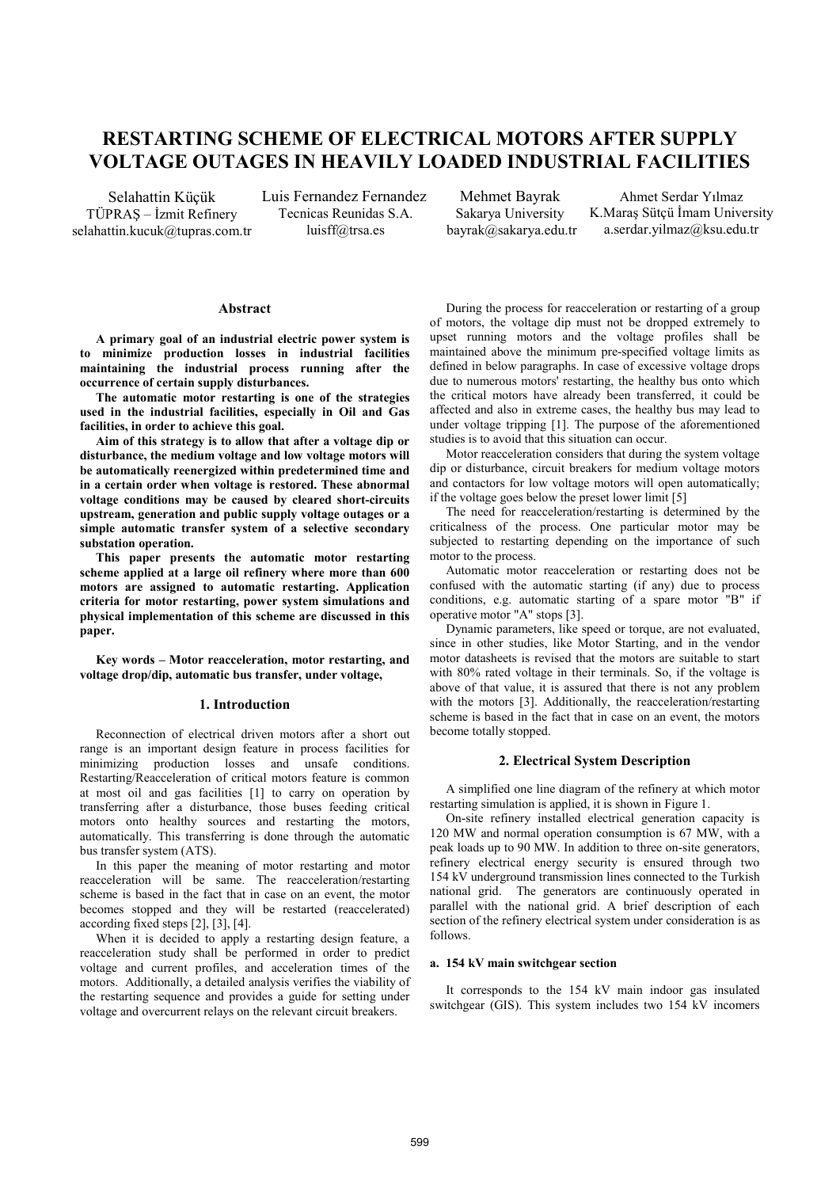# RESTARTING SCHEME OF ELECTRICAL MOTORS AFTER SUPPLY VOLTAGE OUTAGES IN HEAVILY LOADED INDUSTRIAL FACILITIES

Selahattin Küçük
TÜPRAŞ – İzmit Refinery
selahattin.kucuk@tupras.com.tr

Luis Fernandez Fernandez
Tecnicas Reunidas S.A.
luisff@trsa.es

Mehmet Bayrak
Sakarya University
bayrak@sakarya.edu.tr

Ahmet Serdar Yılmaz
K.Maraş Sütçü İmam University
a.serdar.yilmaz@ksu.edu.tr

## Abstract

**A primary goal of an industrial electric power system is to minimize production losses in industrial facilities maintaining the industrial process running after the occurrence of certain supply disturbances.**

**The automatic motor restarting is one of the strategies used in the industrial facilities, especially in Oil and Gas facilities, in order to achieve this goal.**

**Aim of this strategy is to allow that after a voltage dip or disturbance, the medium voltage and low voltage motors will be automatically reenergized within predetermined time and in a certain order when voltage is restored. These abnormal voltage conditions may be caused by cleared short-circuits upstream, generation and public supply voltage outages or a simple automatic transfer system of a selective secondary substation operation.**

**This paper presents the automatic motor restarting scheme applied at a large oil refinery where more than 600 motors are assigned to automatic restarting. Application criteria for motor restarting, power system simulations and physical implementation of this scheme are discussed in this paper.**

**Key words – Motor reacceleration, motor restarting, and voltage drop/dip, automatic bus transfer, under voltage,**

## 1. Introduction

Reconnection of electrical driven motors after a short out range is an important design feature in process facilities for minimizing production losses and unsafe conditions. Restarting/Reacceleration of critical motors feature is common at most oil and gas facilities [1] to carry on operation by transferring after a disturbance, those buses feeding critical motors onto healthy sources and restarting the motors, automatically. This transferring is done through the automatic bus transfer system (ATS).

In this paper the meaning of motor restarting and motor reacceleration will be same. The reacceleration/restarting scheme is based in the fact that in case on an event, the motor becomes stopped and they will be restarted (reaccelerated) according fixed steps [2], [3], [4].

When it is decided to apply a restarting design feature, a reacceleration study shall be performed in order to predict voltage and current profiles, and acceleration times of the motors. Additionally, a detailed analysis verifies the viability of the restarting sequence and provides a guide for setting under voltage and overcurrent relays on the relevant circuit breakers.

During the process for reacceleration or restarting of a group of motors, the voltage dip must not be dropped extremely to upset running motors and the voltage profiles shall be maintained above the minimum pre-specified voltage limits as defined in below paragraphs. In case of excessive voltage drops due to numerous motors' restarting, the healthy bus onto which the critical motors have already been transferred, it could be affected and also in extreme cases, the healthy bus may lead to under voltage tripping [1]. The purpose of the aforementioned studies is to avoid that this situation can occur.

Motor reacceleration considers that during the system voltage dip or disturbance, circuit breakers for medium voltage motors and contactors for low voltage motors will open automatically; if the voltage goes below the preset lower limit [5]

The need for reacceleration/restarting is determined by the criticalness of the process. One particular motor may be subjected to restarting depending on the importance of such motor to the process.

Automatic motor reacceleration or restarting does not be confused with the automatic starting (if any) due to process conditions, e.g. automatic starting of a spare motor "B" if operative motor "A" stops [3].

Dynamic parameters, like speed or torque, are not evaluated, since in other studies, like Motor Starting, and in the vendor motor datasheets is revised that the motors are suitable to start with 80% rated voltage in their terminals. So, if the voltage is above of that value, it is assured that there is not any problem with the motors [3]. Additionally, the reacceleration/restarting scheme is based in the fact that in case on an event, the motors become totally stopped.

## 2. Electrical System Description

A simplified one line diagram of the refinery at which motor restarting simulation is applied, it is shown in Figure 1.

On-site refinery installed electrical generation capacity is 120 MW and normal operation consumption is 67 MW, with a peak loads up to 90 MW. In addition to three on-site generators, refinery electrical energy security is ensured through two 154 kV underground transmission lines connected to the Turkish national grid. The generators are continuously operated in parallel with the national grid. A brief description of each section of the refinery electrical system under consideration is as follows.

### a. 154 kV main switchgear section

It corresponds to the 154 kV main indoor gas insulated switchgear (GIS). This system includes two 154 kV incomers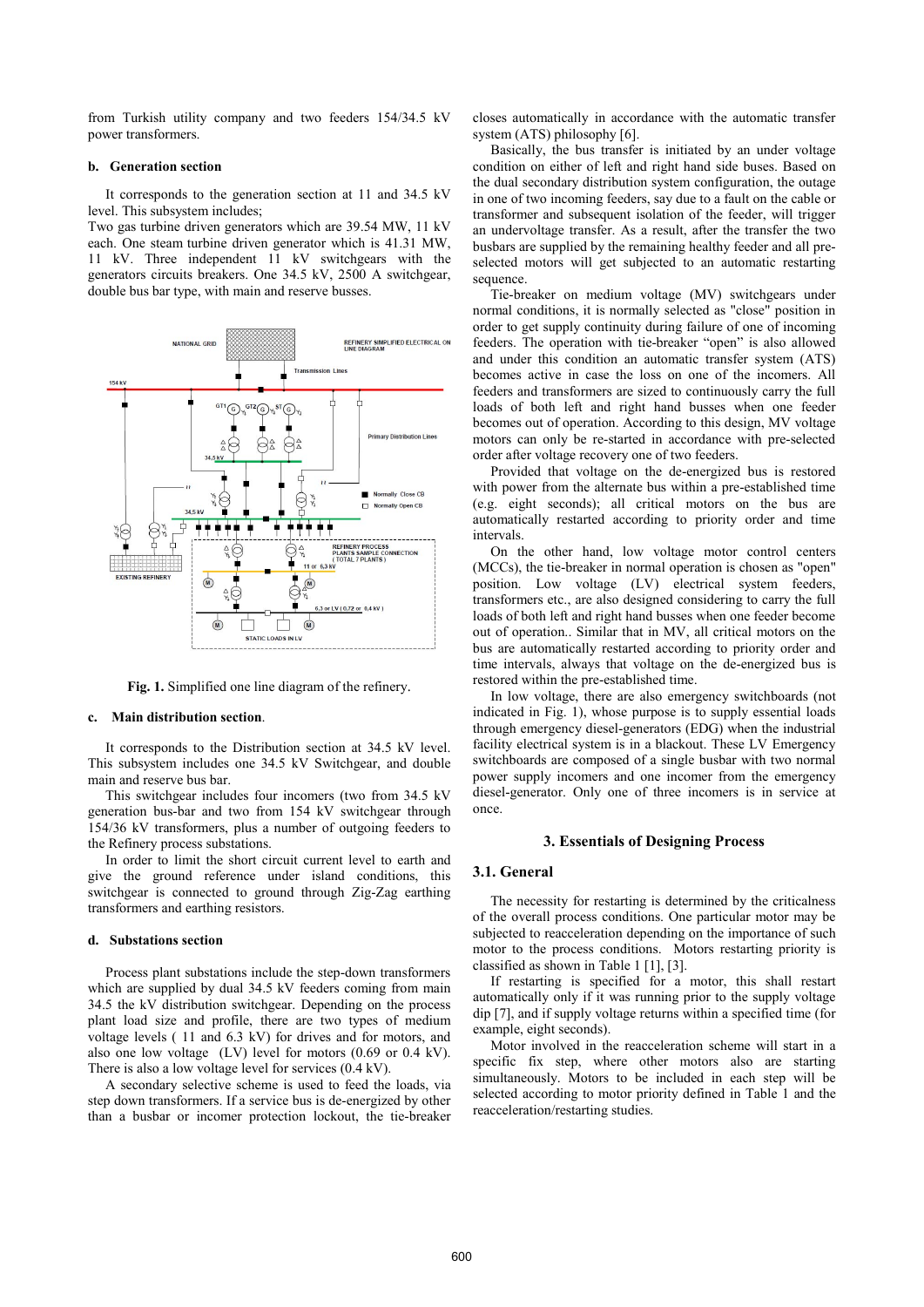from Turkish utility company and two feeders 154/34.5 kV power transformers.

#### b. Generation section

It corresponds to the generation section at 11 and 34.5 kV level. This subsystem includes;

Two gas turbine driven generators which are 39.54 MW, 11 kV each. One steam turbine driven generator which is 41.31 MW, 11 kV. Three independent 11 kV switchgears with the generators circuits breakers. One 34.5 kV, 2500 A switchgear, double bus bar type, with main and reserve busses.

**Fig. 1.** Simplified one line diagram of the refinery.

#### c. Main distribution section.

It corresponds to the Distribution section at 34.5 kV level. This subsystem includes one 34.5 kV Switchgear, and double main and reserve bus bar.

This switchgear includes four incomers (two from 34.5 kV generation bus-bar and two from 154 kV switchgear through 154/36 kV transformers, plus a number of outgoing feeders to the Refinery process substations.

In order to limit the short circuit current level to earth and give the ground reference under island conditions, this switchgear is connected to ground through Zig-Zag earthing transformers and earthing resistors.

#### d. Substations section

Process plant substations include the step-down transformers which are supplied by dual 34.5 kV feeders coming from main 34.5 the kV distribution switchgear. Depending on the process plant load size and profile, there are two types of medium voltage levels ( 11 and 6.3 kV) for drives and for motors, and also one low voltage (LV) level for motors (0.69 or 0.4 kV). There is also a low voltage level for services (0.4 kV).

A secondary selective scheme is used to feed the loads, via step down transformers. If a service bus is de-energized by other than a busbar or incomer protection lockout, the tie-breaker closes automatically in accordance with the automatic transfer system (ATS) philosophy [6].

Basically, the bus transfer is initiated by an under voltage condition on either of left and right hand side buses. Based on the dual secondary distribution system configuration, the outage in one of two incoming feeders, say due to a fault on the cable or transformer and subsequent isolation of the feeder, will trigger an undervoltage transfer. As a result, after the transfer the two busbars are supplied by the remaining healthy feeder and all pre-selected motors will get subjected to an automatic restarting sequence.

Tie-breaker on medium voltage (MV) switchgears under normal conditions, it is normally selected as "close" position in order to get supply continuity during failure of one of incoming feeders. The operation with tie-breaker "open" is also allowed and under this condition an automatic transfer system (ATS) becomes active in case the loss on one of the incomers. All feeders and transformers are sized to continuously carry the full loads of both left and right hand busses when one feeder becomes out of operation. According to this design, MV voltage motors can only be re-started in accordance with pre-selected order after voltage recovery one of two feeders.

Provided that voltage on the de-energized bus is restored with power from the alternate bus within a pre-established time (e.g. eight seconds); all critical motors on the bus are automatically restarted according to priority order and time intervals.

On the other hand, low voltage motor control centers (MCCs), the tie-breaker in normal operation is chosen as "open" position. Low voltage (LV) electrical system feeders, transformers etc., are also designed considering to carry the full loads of both left and right hand busses when one feeder become out of operation.. Similar that in MV, all critical motors on the bus are automatically restarted according to priority order and time intervals, always that voltage on the de-energized bus is restored within the pre-established time.

In low voltage, there are also emergency switchboards (not indicated in Fig. 1), whose purpose is to supply essential loads through emergency diesel-generators (EDG) when the industrial facility electrical system is in a blackout. These LV Emergency switchboards are composed of a single busbar with two normal power supply incomers and one incomer from the emergency diesel-generator. Only one of three incomers is in service at once.

## 3. Essentials of Designing Process

### 3.1. General

The necessity for restarting is determined by the criticalness of the overall process conditions. One particular motor may be subjected to reacceleration depending on the importance of such motor to the process conditions. Motors restarting priority is classified as shown in Table 1 [1], [3].

If restarting is specified for a motor, this shall restart automatically only if it was running prior to the supply voltage dip [7], and if supply voltage returns within a specified time (for example, eight seconds).

Motor involved in the reacceleration scheme will start in a specific fix step, where other motors also are starting simultaneously. Motors to be included in each step will be selected according to motor priority defined in Table 1 and the reacceleration/restarting studies.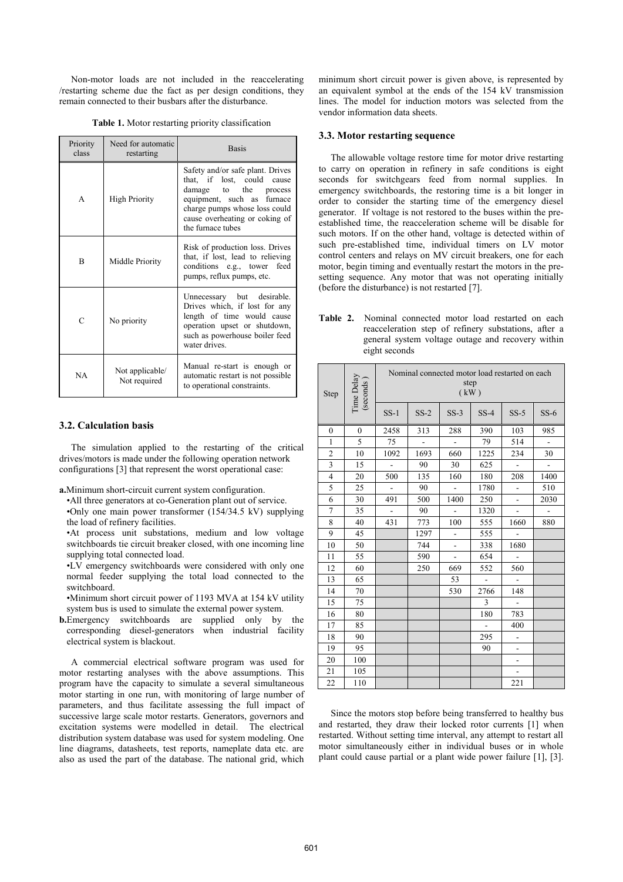Non-motor loads are not included in the reaccelerating /restarting scheme due the fact as per design conditions, they remain connected to their busbars after the disturbance.

**Table 1.** Motor restarting priority classification

| Priority class | Need for automatic restarting | Basis |
|---|---|---|
| A | High Priority | Safety and/or safe plant. Drives that, if lost, could cause damage to the process equipment, such as furnace charge pumps whose loss could cause overheating or coking of the furnace tubes |
| B | Middle Priority | Risk of production loss. Drives that, if lost, lead to relieving conditions e.g., tower feed pumps, reflux pumps, etc. |
| C | No priority | Unnecessary but desirable. Drives which, if lost for any length of time would cause operation upset or shutdown, such as powerhouse boiler feed water drives. |
| NA | Not applicable/ Not required | Manual re-start is enough or automatic restart is not possible to operational constraints. |

### 3.2. Calculation basis

The simulation applied to the restarting of the critical drives/motors is made under the following operation network configurations [3] that represent the worst operational case:

**a.** Minimum short-circuit current system configuration.

- All three generators at co-Generation plant out of service.
- Only one main power transformer (154/34.5 kV) supplying the load of refinery facilities.
- At process unit substations, medium and low voltage switchboards tie circuit breaker closed, with one incoming line supplying total connected load.
- LV emergency switchboards were considered with only one normal feeder supplying the total load connected to the switchboard.
- Minimum short circuit power of 1193 MVA at 154 kV utility system bus is used to simulate the external power system.

**b.** Emergency switchboards are supplied only by the corresponding diesel-generators when industrial facility electrical system is blackout.

A commercial electrical software program was used for motor restarting analyses with the above assumptions. This program have the capacity to simulate a several simultaneous motor starting in one run, with monitoring of large number of parameters, and thus facilitate assessing the full impact of successive large scale motor restarts. Generators, governors and excitation systems were modelled in detail. The electrical distribution system database was used for system modeling. One line diagrams, datasheets, test reports, nameplate data etc. are also as used the part of the database. The national grid, which minimum short circuit power is given above, is represented by an equivalent symbol at the ends of the 154 kV transmission lines. The model for induction motors was selected from the vendor information data sheets.

### 3.3. Motor restarting sequence

The allowable voltage restore time for motor drive restarting to carry on operation in refinery in safe conditions is eight seconds for switchgears feed from normal supplies. In emergency switchboards, the restoring time is a bit longer in order to consider the starting time of the emergency diesel generator. If voltage is not restored to the buses within the pre-established time, the reacceleration scheme will be disable for such motors. If on the other hand, voltage is detected within of such pre-established time, individual timers on LV motor control centers and relays on MV circuit breakers, one for each motor, begin timing and eventually restart the motors in the pre-setting sequence. Any motor that was not operating initially (before the disturbance) is not restarted [7].

**Table 2.** Nominal connected motor load restarted on each reacceleration step of refinery substations, after a general system voltage outage and recovery within eight seconds

| Step | Time Delay (seconds) | Nominal connected motor load restarted on each step (kW) | | | | | |
|---|---|---|---|---|---|---|---|
| | | SS-1 | SS-2 | SS-3 | SS-4 | SS-5 | SS-6 |
| 0 | 0 | 2458 | 313 | 288 | 390 | 103 | 985 |
| 1 | 5 | 75 | - | - | 79 | 514 | - |
| 2 | 10 | 1092 | 1693 | 660 | 1225 | 234 | 30 |
| 3 | 15 | - | 90 | 30 | 625 | - | - |
| 4 | 20 | 500 | 135 | 160 | 180 | 208 | 1400 |
| 5 | 25 | - | 90 | - | 1780 | - | 510 |
| 6 | 30 | 491 | 500 | 1400 | 250 | - | 2030 |
| 7 | 35 | - | 90 | - | 1320 | - | - |
| 8 | 40 | 431 | 773 | 100 | 555 | 1660 | 880 |
| 9 | 45 | | 1297 | - | 555 | - | |
| 10 | 50 | | 744 | - | 338 | 1680 | |
| 11 | 55 | | 590 | - | 654 | - | |
| 12 | 60 | | 250 | 669 | 552 | 560 | |
| 13 | 65 | | | 53 | - | - | |
| 14 | 70 | | | 530 | 2766 | 148 | |
| 15 | 75 | | | | 3 | - | |
| 16 | 80 | | | | 180 | 783 | |
| 17 | 85 | | | | - | 400 | |
| 18 | 90 | | | | 295 | - | |
| 19 | 95 | | | | 90 | - | |
| 20 | 100 | | | | | - | |
| 21 | 105 | | | | | - | |
| 22 | 110 | | | | | 221 | |

Since the motors stop before being transferred to healthy bus and restarted, they draw their locked rotor currents [1] when restarted. Without setting time interval, any attempt to restart all motor simultaneously either in individual buses or in whole plant could cause partial or a plant wide power failure [1], [3].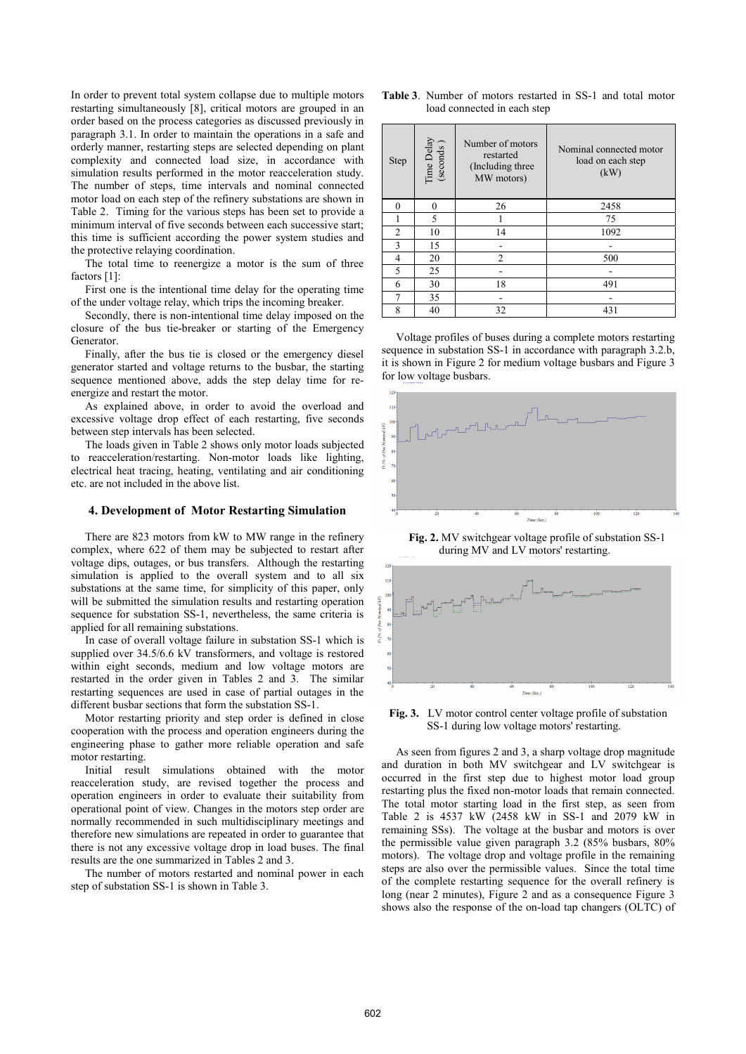In order to prevent total system collapse due to multiple motors restarting simultaneously [8], critical motors are grouped in an order based on the process categories as discussed previously in paragraph 3.1. In order to maintain the operations in a safe and orderly manner, restarting steps are selected depending on plant complexity and connected load size, in accordance with simulation results performed in the motor reacceleration study. The number of steps, time intervals and nominal connected motor load on each step of the refinery substations are shown in Table 2. Timing for the various steps has been set to provide a minimum interval of five seconds between each successive start; this time is sufficient according the power system studies and the protective relaying coordination.

The total time to reenergize a motor is the sum of three factors [1]:

First one is the intentional time delay for the operating time of the under voltage relay, which trips the incoming breaker.

Secondly, there is non-intentional time delay imposed on the closure of the bus tie-breaker or starting of the Emergency Generator.

Finally, after the bus tie is closed or the emergency diesel generator started and voltage returns to the busbar, the starting sequence mentioned above, adds the step delay time for re-energize and restart the motor.

As explained above, in order to avoid the overload and excessive voltage drop effect of each restarting, five seconds between step intervals has been selected.

The loads given in Table 2 shows only motor loads subjected to reacceleration/restarting. Non-motor loads like lighting, electrical heat tracing, heating, ventilating and air conditioning etc. are not included in the above list.

## 4. Development of Motor Restarting Simulation

There are 823 motors from kW to MW range in the refinery complex, where 622 of them may be subjected to restart after voltage dips, outages, or bus transfers. Although the restarting simulation is applied to the overall system and to all six substations at the same time, for simplicity of this paper, only will be submitted the simulation results and restarting operation sequence for substation SS-1, nevertheless, the same criteria is applied for all remaining substations.

In case of overall voltage failure in substation SS-1 which is supplied over 34.5/6.6 kV transformers, and voltage is restored within eight seconds, medium and low voltage motors are restarted in the order given in Tables 2 and 3. The similar restarting sequences are used in case of partial outages in the different busbar sections that form the substation SS-1.

Motor restarting priority and step order is defined in close cooperation with the process and operation engineers during the engineering phase to gather more reliable operation and safe motor restarting.

Initial result simulations obtained with the motor reacceleration study, are revised together the process and operation engineers in order to evaluate their suitability from operational point of view. Changes in the motors step order are normally recommended in such multidisciplinary meetings and therefore new simulations are repeated in order to guarantee that there is not any excessive voltage drop in load buses. The final results are the one summarized in Tables 2 and 3.

The number of motors restarted and nominal power in each step of substation SS-1 is shown in Table 3.

**Table 3**. Number of motors restarted in SS-1 and total motor load connected in each step

| Step | Time Delay (seconds) | Number of motors restarted (Including three MW motors) | Nominal connected motor load on each step (kW) |
|---|---|---|---|
| 0 | 0 | 26 | 2458 |
| 1 | 5 | 1 | 75 |
| 2 | 10 | 14 | 1092 |
| 3 | 15 | - | - |
| 4 | 20 | 2 | 500 |
| 5 | 25 | - | - |
| 6 | 30 | 18 | 491 |
| 7 | 35 | - | - |
| 8 | 40 | 32 | 431 |

Voltage profiles of buses during a complete motors restarting sequence in substation SS-1 in accordance with paragraph 3.2.b, it is shown in Figure 2 for medium voltage busbars and Figure 3 for low voltage busbars.

**Fig. 2.** MV switchgear voltage profile of substation SS-1 during MV and LV motors' restarting.

**Fig. 3.** LV motor control center voltage profile of substation SS-1 during low voltage motors' restarting.

As seen from figures 2 and 3, a sharp voltage drop magnitude and duration in both MV switchgear and LV switchgear is occurred in the first step due to highest motor load group restarting plus the fixed non-motor loads that remain connected. The total motor starting load in the first step, as seen from Table 2 is 4537 kW (2458 kW in SS-1 and 2079 kW in remaining SSs). The voltage at the busbar and motors is over the permissible value given paragraph 3.2 (85% busbars, 80% motors). The voltage drop and voltage profile in the remaining steps are also over the permissible values. Since the total time of the complete restarting sequence for the overall refinery is long (near 2 minutes), Figure 2 and as a consequence Figure 3 shows also the response of the on-load tap changers (OLTC) of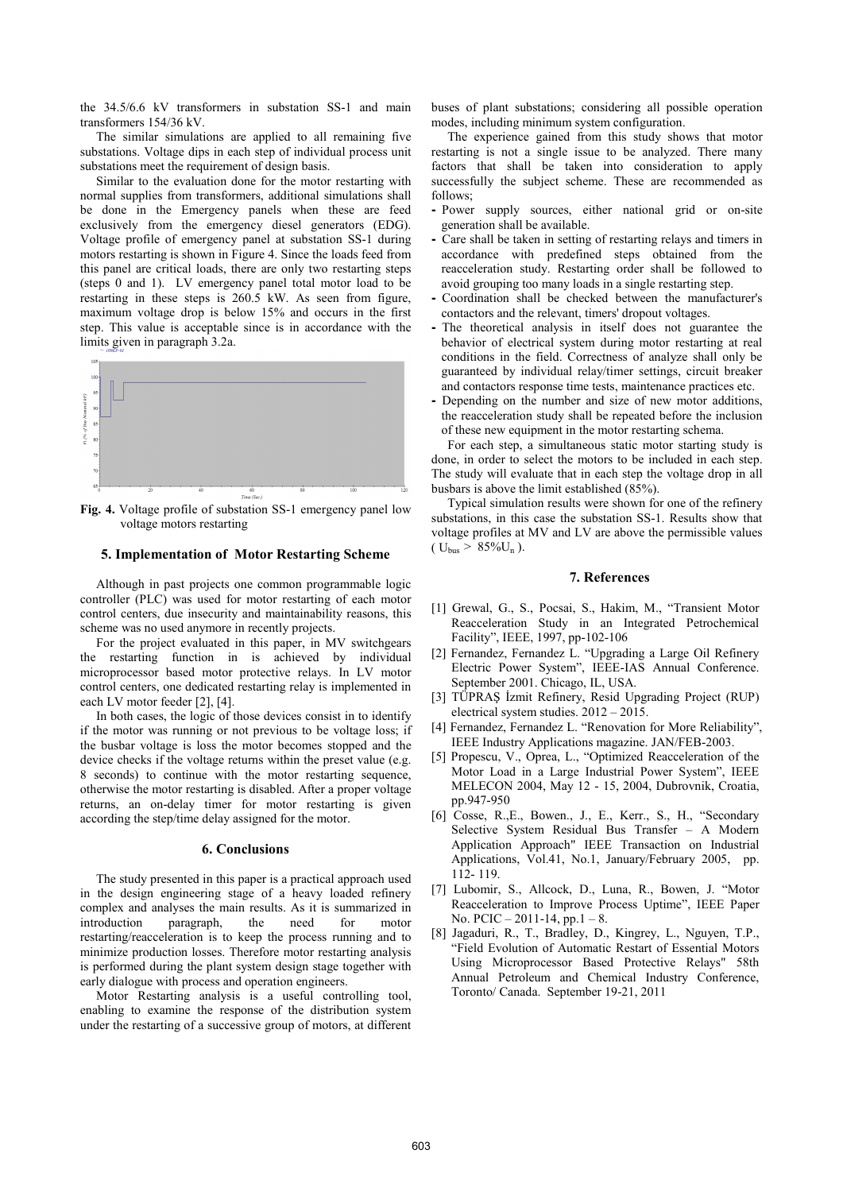the 34.5/6.6 kV transformers in substation SS-1 and main transformers 154/36 kV.

The similar simulations are applied to all remaining five substations. Voltage dips in each step of individual process unit substations meet the requirement of design basis.

Similar to the evaluation done for the motor restarting with normal supplies from transformers, additional simulations shall be done in the Emergency panels when these are feed exclusively from the emergency diesel generators (EDG). Voltage profile of emergency panel at substation SS-1 during motors restarting is shown in Figure 4. Since the loads feed from this panel are critical loads, there are only two restarting steps (steps 0 and 1). LV emergency panel total motor load to be restarting in these steps is 260.5 kW. As seen from figure, maximum voltage drop is below 15% and occurs in the first step. This value is acceptable since is in accordance with the limits given in paragraph 3.2a.

Time (Sec.)

**Fig. 4.** Voltage profile of substation SS-1 emergency panel low voltage motors restarting

## 5. Implementation of Motor Restarting Scheme

Although in past projects one common programmable logic controller (PLC) was used for motor restarting of each motor control centers, due insecurity and maintainability reasons, this scheme was no used anymore in recently projects.

For the project evaluated in this paper, in MV switchgears the restarting function in is achieved by individual microprocessor based motor protective relays. In LV motor control centers, one dedicated restarting relay is implemented in each LV motor feeder [2], [4].

In both cases, the logic of those devices consist in to identify if the motor was running or not previous to be voltage loss; if the busbar voltage is loss the motor becomes stopped and the device checks if the voltage returns within the preset value (e.g. 8 seconds) to continue with the motor restarting sequence, otherwise the motor restarting is disabled. After a proper voltage returns, an on-delay timer for motor restarting is given according the step/time delay assigned for the motor.

## 6. Conclusions

The study presented in this paper is a practical approach used in the design engineering stage of a heavy loaded refinery complex and analyses the main results. As it is summarized in introduction paragraph, the need for motor restarting/reacceleration is to keep the process running and to minimize production losses. Therefore motor restarting analysis is performed during the plant system design stage together with early dialogue with process and operation engineers.

Motor Restarting analysis is a useful controlling tool, enabling to examine the response of the distribution system under the restarting of a successive group of motors, at different buses of plant substations; considering all possible operation modes, including minimum system configuration.

The experience gained from this study shows that motor restarting is not a single issue to be analyzed. There many factors that shall be taken into consideration to apply successfully the subject scheme. These are recommended as follows;

- Power supply sources, either national grid or on-site generation shall be available.
- Care shall be taken in setting of restarting relays and timers in accordance with predefined steps obtained from the reacceleration study. Restarting order shall be followed to avoid grouping too many loads in a single restarting step.
- Coordination shall be checked between the manufacturer's contactors and the relevant, timers' dropout voltages.
- The theoretical analysis in itself does not guarantee the behavior of electrical system during motor restarting at real conditions in the field. Correctness of analyze shall only be guaranteed by individual relay/timer settings, circuit breaker and contactors response time tests, maintenance practices etc.
- Depending on the number and size of new motor additions, the reacceleration study shall be repeated before the inclusion of these new equipment in the motor restarting schema.

For each step, a simultaneous static motor starting study is done, in order to select the motors to be included in each step. The study will evaluate that in each step the voltage drop in all busbars is above the limit established (85%).

Typical simulation results were shown for one of the refinery substations, in this case the substation SS-1. Results show that voltage profiles at MV and LV are above the permissible values ( $U_{bus} > 85\%U_n$ ).

## 7. References

[1] Grewal, G., S., Pocsai, S., Hakim, M., "Transient Motor Reacceleration Study in an Integrated Petrochemical Facility", IEEE, 1997, pp-102-106

[2] Fernandez, Fernandez L. "Upgrading a Large Oil Refinery Electric Power System", IEEE-IAS Annual Conference. September 2001. Chicago, IL, USA.

[3] TÜPRAŞ İzmit Refinery, Resid Upgrading Project (RUP) electrical system studies. 2012 – 2015.

[4] Fernandez, Fernandez L. "Renovation for More Reliability", IEEE Industry Applications magazine. JAN/FEB-2003.

[5] Propescu, V., Oprea, L., "Optimized Reacceleration of the Motor Load in a Large Industrial Power System", IEEE MELECON 2004, May 12 - 15, 2004, Dubrovnik, Croatia, pp.947-950

[6] Cosse, R.,E., Bowen., J., E., Kerr., S., H., "Secondary Selective System Residual Bus Transfer – A Modern Application Approach" IEEE Transaction on Industrial Applications, Vol.41, No.1, January/February 2005, pp. 112- 119.

[7] Lubomir, S., Allcock, D., Luna, R., Bowen, J. "Motor Reacceleration to Improve Process Uptime", IEEE Paper No. PCIC – 2011-14, pp.1 – 8.

[8] Jagaduri, R., T., Bradley, D., Kingrey, L., Nguyen, T.P., "Field Evolution of Automatic Restart of Essential Motors Using Microprocessor Based Protective Relays" 58th Annual Petroleum and Chemical Industry Conference, Toronto/ Canada. September 19-21, 2011